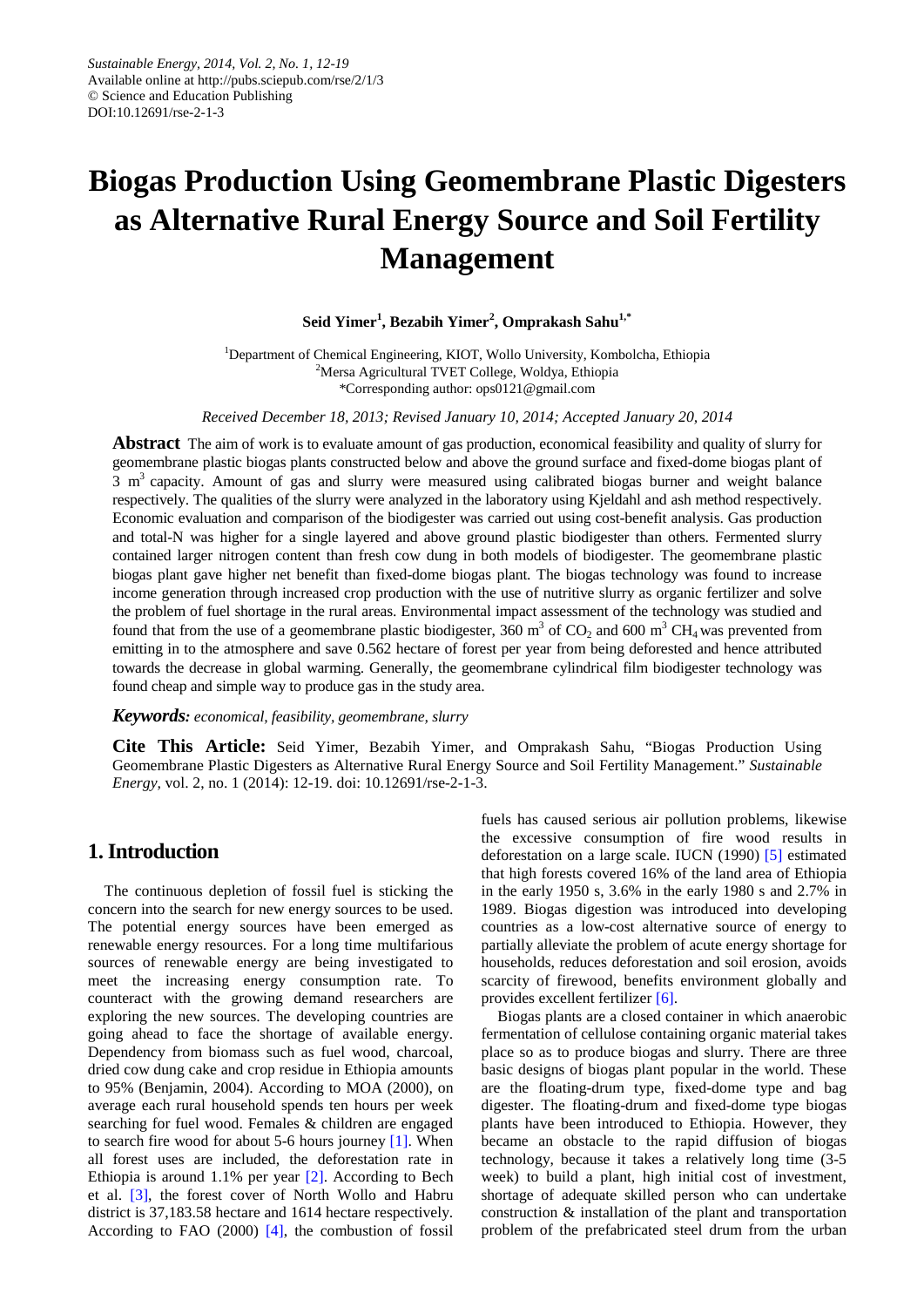Sustainable Energy, 2014, Vol. 2, No. 1, 12-19
Available online at http://pubs.sciepub.com/rse/2/1/3
© Science and Education Publishing
DOI:10.12691/rse-2-1-3

# Biogas Production Using Geomembrane Plastic Digesters as Alternative Rural Energy Source and Soil Fertility Management

**Seid Yimer[1], Bezabih Yimer[2], Omprakash Sahu[1,*]**

[1]Department of Chemical Engineering, KIOT, Wollo University, Kombolcha, Ethiopia
[2]Mersa Agricultural TVET College, Woldya, Ethiopia
*Corresponding author: ops0121@gmail.com

*Received December 18, 2013; Revised January 10, 2014; Accepted January 20, 2014*

**Abstract** The aim of work is to evaluate amount of gas production, economical feasibility and quality of slurry for geomembrane plastic biogas plants constructed below and above the ground surface and fixed-dome biogas plant of 3 $m^3$ capacity. Amount of gas and slurry were measured using calibrated biogas burner and weight balance respectively. The qualities of the slurry were analyzed in the laboratory using Kjeldahl and ash method respectively. Economic evaluation and comparison of the biodigester was carried out using cost-benefit analysis. Gas production and total-N was higher for a single layered and above ground plastic biodigester than others. Fermented slurry contained larger nitrogen content than fresh cow dung in both models of biodigester. The geomembrane plastic biogas plant gave higher net benefit than fixed-dome biogas plant. The biogas technology was found to increase income generation through increased crop production with the use of nutritive slurry as organic fertilizer and solve the problem of fuel shortage in the rural areas. Environmental impact assessment of the technology was studied and found that from the use of a geomembrane plastic biodigester, 360 $m^3$ of $CO_2$ and 600 $m^3$ $CH_4$ was prevented from emitting in to the atmosphere and save 0.562 hectare of forest per year from being deforested and hence attributed towards the decrease in global warming. Generally, the geomembrane cylindrical film biodigester technology was found cheap and simple way to produce gas in the study area.

***Keywords:*** *economical, feasibility, geomembrane, slurry*

**Cite This Article:** Seid Yimer, Bezabih Yimer, and Omprakash Sahu, "Biogas Production Using Geomembrane Plastic Digesters as Alternative Rural Energy Source and Soil Fertility Management." *Sustainable Energy*, vol. 2, no. 1 (2014): 12-19. doi: 10.12691/rse-2-1-3.

## 1. Introduction

The continuous depletion of fossil fuel is sticking the concern into the search for new energy sources to be used. The potential energy sources have been emerged as renewable energy resources. For a long time multifarious sources of renewable energy are being investigated to meet the increasing energy consumption rate. To counteract with the growing demand researchers are exploring the new sources. The developing countries are going ahead to face the shortage of available energy. Dependency from biomass such as fuel wood, charcoal, dried cow dung cake and crop residue in Ethiopia amounts to 95% (Benjamin, 2004). According to MOA (2000), on average each rural household spends ten hours per week searching for fuel wood. Females & children are engaged to search fire wood for about 5-6 hours journey [1]. When all forest uses are included, the deforestation rate in Ethiopia is around 1.1% per year [2]. According to Bech et al. [3], the forest cover of North Wollo and Habru district is 37,183.58 hectare and 1614 hectare respectively. According to FAO (2000) [4], the combustion of fossil fuels has caused serious air pollution problems, likewise the excessive consumption of fire wood results in deforestation on a large scale. IUCN (1990) [5] estimated that high forests covered 16% of the land area of Ethiopia in the early 1950 s, 3.6% in the early 1980 s and 2.7% in 1989. Biogas digestion was introduced into developing countries as a low-cost alternative source of energy to partially alleviate the problem of acute energy shortage for households, reduces deforestation and soil erosion, avoids scarcity of firewood, benefits environment globally and provides excellent fertilizer [6].

Biogas plants are a closed container in which anaerobic fermentation of cellulose containing organic material takes place so as to produce biogas and slurry. There are three basic designs of biogas plant popular in the world. These are the floating-drum type, fixed-dome type and bag digester. The floating-drum and fixed-dome type biogas plants have been introduced to Ethiopia. However, they became an obstacle to the rapid diffusion of biogas technology, because it takes a relatively long time (3-5 week) to build a plant, high initial cost of investment, shortage of adequate skilled person who can undertake construction & installation of the plant and transportation problem of the prefabricated steel drum from the urban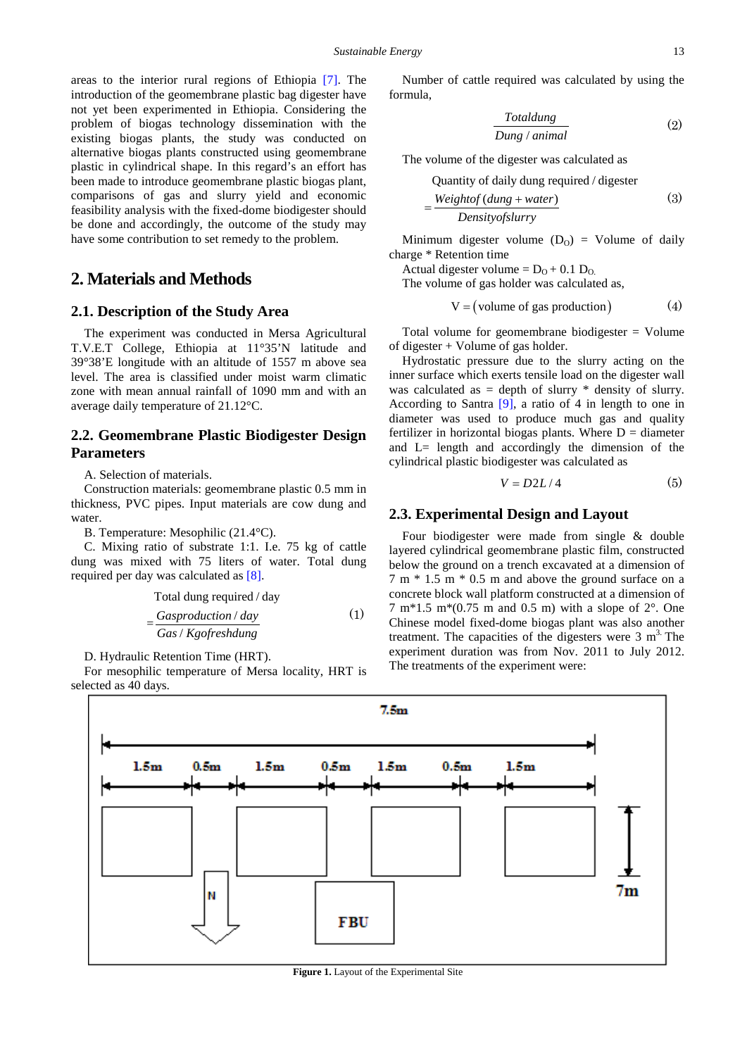areas to the interior rural regions of Ethiopia [7]. The introduction of the geomembrane plastic bag digester have not yet been experimented in Ethiopia. Considering the problem of biogas technology dissemination with the existing biogas plants, the study was conducted on alternative biogas plants constructed using geomembrane plastic in cylindrical shape. In this regard's an effort has been made to introduce geomembrane plastic biogas plant, comparisons of gas and slurry yield and economic feasibility analysis with the fixed-dome biodigester should be done and accordingly, the outcome of the study may have some contribution to set remedy to the problem.

## 2. Materials and Methods

### 2.1. Description of the Study Area

The experiment was conducted in Mersa Agricultural T.V.E.T College, Ethiopia at 11°35'N latitude and 39°38'E longitude with an altitude of 1557 m above sea level. The area is classified under moist warm climatic zone with mean annual rainfall of 1090 mm and with an average daily temperature of 21.12°C.

### 2.2. Geomembrane Plastic Biodigester Design Parameters

A. Selection of materials.

Construction materials: geomembrane plastic 0.5 mm in thickness, PVC pipes. Input materials are cow dung and water.

B. Temperature: Mesophilic (21.4°C).

C. Mixing ratio of substrate 1:1. I.e. 75 kg of cattle dung was mixed with 75 liters of water. Total dung required per day was calculated as [8].

$$\text{Total dung required / day} = \frac{Gasproduction/day}{Gas/Kgofreshdung} \tag{1}$$

D. Hydraulic Retention Time (HRT).

For mesophilic temperature of Mersa locality, HRT is selected as 40 days.

Number of cattle required was calculated by using the formula,

$$\frac{Totaldung}{Dung/animal} \tag{2}$$

The volume of the digester was calculated as

$$\text{Quantity of daily dung required / digester} = \frac{Weightof\,(dung+water)}{Densityofslurry} \tag{3}$$

Minimum digester volume ($D_O$) = Volume of daily charge * Retention time

Actual digester volume = $D_O + 0.1\ D_O$.

The volume of gas holder was calculated as,

$$V = (\text{volume of gas production}) \tag{4}$$

Total volume for geomembrane biodigester = Volume of digester + Volume of gas holder.

Hydrostatic pressure due to the slurry acting on the inner surface which exerts tensile load on the digester wall was calculated as = depth of slurry * density of slurry. According to Santra [9], a ratio of 4 in length to one in diameter was used to produce much gas and quality fertilizer in horizontal biogas plants. Where D = diameter and L= length and accordingly the dimension of the cylindrical plastic biodigester was calculated as

$$V = D2L/4 \tag{5}$$

### 2.3. Experimental Design and Layout

Four biodigester were made from single & double layered cylindrical geomembrane plastic film, constructed below the ground on a trench excavated at a dimension of 7 m * 1.5 m * 0.5 m and above the ground surface on a concrete block wall platform constructed at a dimension of 7 m*1.5 m*(0.75 m and 0.5 m) with a slope of 2°. One Chinese model fixed-dome biogas plant was also another treatment. The capacities of the digesters were 3 $m^3$. The experiment duration was from Nov. 2011 to July 2012. The treatments of the experiment were:

**Figure 1.** Layout of the Experimental Site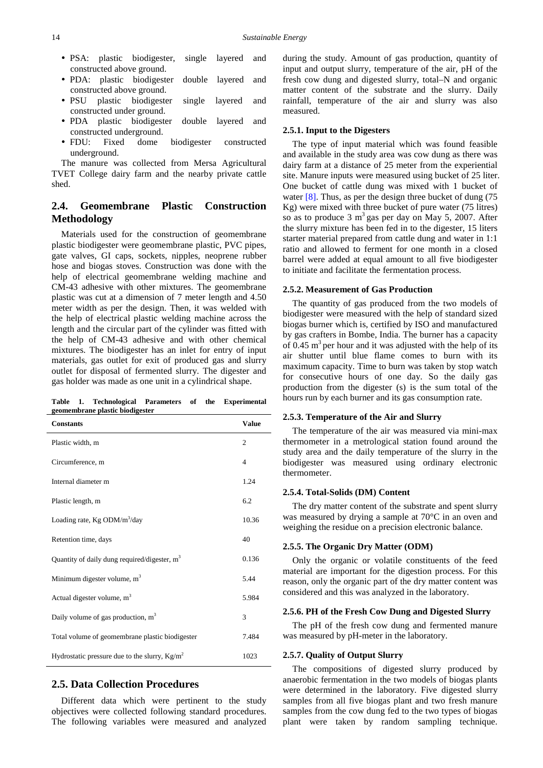- PSA: plastic biodigester, single layered and constructed above ground.
- PDA: plastic biodigester double layered and constructed above ground.
- PSU plastic biodigester single layered and constructed under ground.
- PDA plastic biodigester double layered and constructed underground.
- FDU: Fixed dome biodigester constructed underground.

The manure was collected from Mersa Agricultural TVET College dairy farm and the nearby private cattle shed.

## 2.4. Geomembrane Plastic Construction Methodology

Materials used for the construction of geomembrane plastic biodigester were geomembrane plastic, PVC pipes, gate valves, GI caps, sockets, nipples, neoprene rubber hose and biogas stoves. Construction was done with the help of electrical geomembrane welding machine and CM-43 adhesive with other mixtures. The geomembrane plastic was cut at a dimension of 7 meter length and 4.50 meter width as per the design. Then, it was welded with the help of electrical plastic welding machine across the length and the circular part of the cylinder was fitted with the help of CM-43 adhesive and with other chemical mixtures. The biodigester has an inlet for entry of input materials, gas outlet for exit of produced gas and slurry outlet for disposal of fermented slurry. The digester and gas holder was made as one unit in a cylindrical shape.

**Table 1. Technological Parameters of the Experimental geomembrane plastic biodigester**

| Constants | Value |
|---|---|
| Plastic width, m | 2 |
| Circumference, m | 4 |
| Internal diameter m | 1.24 |
| Plastic length, m | 6.2 |
| Loading rate, Kg ODM/$m^3$/day | 10.36 |
| Retention time, days | 40 |
| Quantity of daily dung required/digester, $m^3$ | 0.136 |
| Minimum digester volume, $m^3$ | 5.44 |
| Actual digester volume, $m^3$ | 5.984 |
| Daily volume of gas production, $m^3$ | 3 |
| Total volume of geomembrane plastic biodigester | 7.484 |
| Hydrostatic pressure due to the slurry, Kg/$m^2$ | 1023 |

## 2.5. Data Collection Procedures

Different data which were pertinent to the study objectives were collected following standard procedures. The following variables were measured and analyzed during the study. Amount of gas production, quantity of input and output slurry, temperature of the air, pH of the fresh cow dung and digested slurry, total–N and organic matter content of the substrate and the slurry. Daily rainfall, temperature of the air and slurry was also measured.

### 2.5.1. Input to the Digesters

The type of input material which was found feasible and available in the study area was cow dung as there was dairy farm at a distance of 25 meter from the experiential site. Manure inputs were measured using bucket of 25 liter. One bucket of cattle dung was mixed with 1 bucket of water [8]. Thus, as per the design three bucket of dung (75 Kg) were mixed with three bucket of pure water (75 litres) so as to produce 3 $m^3$ gas per day on May 5, 2007. After the slurry mixture has been fed in to the digester, 15 liters starter material prepared from cattle dung and water in 1:1 ratio and allowed to ferment for one month in a closed barrel were added at equal amount to all five biodigester to initiate and facilitate the fermentation process.

### 2.5.2. Measurement of Gas Production

The quantity of gas produced from the two models of biodigester were measured with the help of standard sized biogas burner which is, certified by ISO and manufactured by gas crafters in Bombe, India. The burner has a capacity of 0.45 $m^3$ per hour and it was adjusted with the help of its air shutter until blue flame comes to burn with its maximum capacity. Time to burn was taken by stop watch for consecutive hours of one day. So the daily gas production from the digester (s) is the sum total of the hours run by each burner and its gas consumption rate.

### 2.5.3. Temperature of the Air and Slurry

The temperature of the air was measured via mini-max thermometer in a metrological station found around the study area and the daily temperature of the slurry in the biodigester was measured using ordinary electronic thermometer.

### 2.5.4. Total-Solids (DM) Content

The dry matter content of the substrate and spent slurry was measured by drying a sample at 70°C in an oven and weighing the residue on a precision electronic balance.

### 2.5.5. The Organic Dry Matter (ODM)

Only the organic or volatile constituents of the feed material are important for the digestion process. For this reason, only the organic part of the dry matter content was considered and this was analyzed in the laboratory.

### 2.5.6. PH of the Fresh Cow Dung and Digested Slurry

The pH of the fresh cow dung and fermented manure was measured by pH-meter in the laboratory.

### 2.5.7. Quality of Output Slurry

The compositions of digested slurry produced by anaerobic fermentation in the two models of biogas plants were determined in the laboratory. Five digested slurry samples from all five biogas plant and two fresh manure samples from the cow dung fed to the two types of biogas plant were taken by random sampling technique.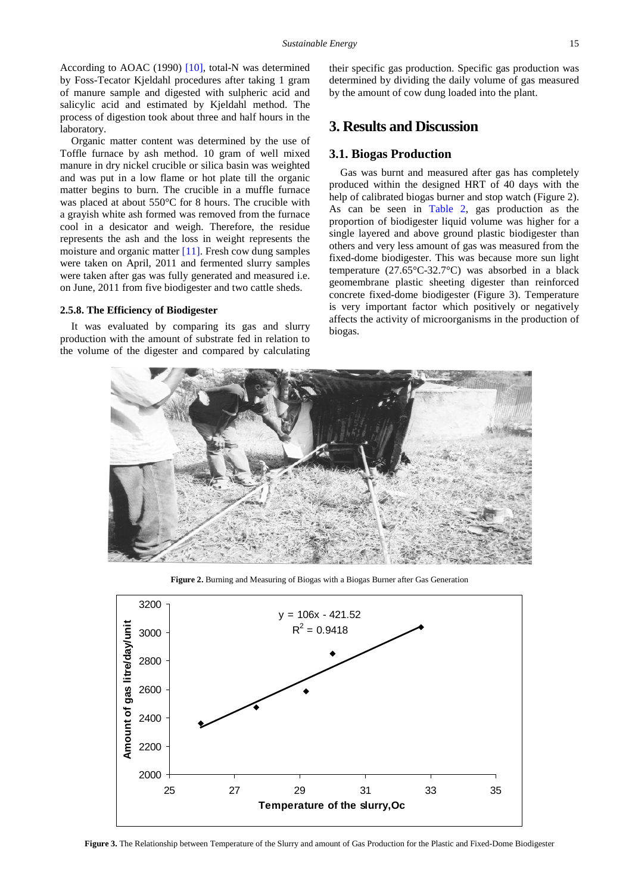According to AOAC (1990) [10], total-N was determined by Foss-Tecator Kjeldahl procedures after taking 1 gram of manure sample and digested with sulpheric acid and salicylic acid and estimated by Kjeldahl method. The process of digestion took about three and half hours in the laboratory.

Organic matter content was determined by the use of Toffle furnace by ash method. 10 gram of well mixed manure in dry nickel crucible or silica basin was weighted and was put in a low flame or hot plate till the organic matter begins to burn. The crucible in a muffle furnace was placed at about 550°C for 8 hours. The crucible with a grayish white ash formed was removed from the furnace cool in a desicator and weigh. Therefore, the residue represents the ash and the loss in weight represents the moisture and organic matter [11]. Fresh cow dung samples were taken on April, 2011 and fermented slurry samples were taken after gas was fully generated and measured i.e. on June, 2011 from five biodigester and two cattle sheds.

#### 2.5.8. The Efficiency of Biodigester

It was evaluated by comparing its gas and slurry production with the amount of substrate fed in relation to the volume of the digester and compared by calculating their specific gas production. Specific gas production was determined by dividing the daily volume of gas measured by the amount of cow dung loaded into the plant.

## 3. Results and Discussion

### 3.1. Biogas Production

Gas was burnt and measured after gas has completely produced within the designed HRT of 40 days with the help of calibrated biogas burner and stop watch (Figure 2). As can be seen in Table 2, gas production as the proportion of biodigester liquid volume was higher for a single layered and above ground plastic biodigester than others and very less amount of gas was measured from the fixed-dome biodigester. This was because more sun light temperature (27.65°C-32.7°C) was absorbed in a black geomembrane plastic sheeting digester than reinforced concrete fixed-dome biodigester (Figure 3). Temperature is very important factor which positively or negatively affects the activity of microorganisms in the production of biogas.

**Figure 2.** Burning and Measuring of Biogas with a Biogas Burner after Gas Generation

$y = 106x - 421.52$
$R^2 = 0.9418$

Amount of gas litre/day/unit (2000–3200) vs. Temperature of the slurry, Oc (25–35)

**Figure 3.** The Relationship between Temperature of the Slurry and amount of Gas Production for the Plastic and Fixed-Dome Biodigester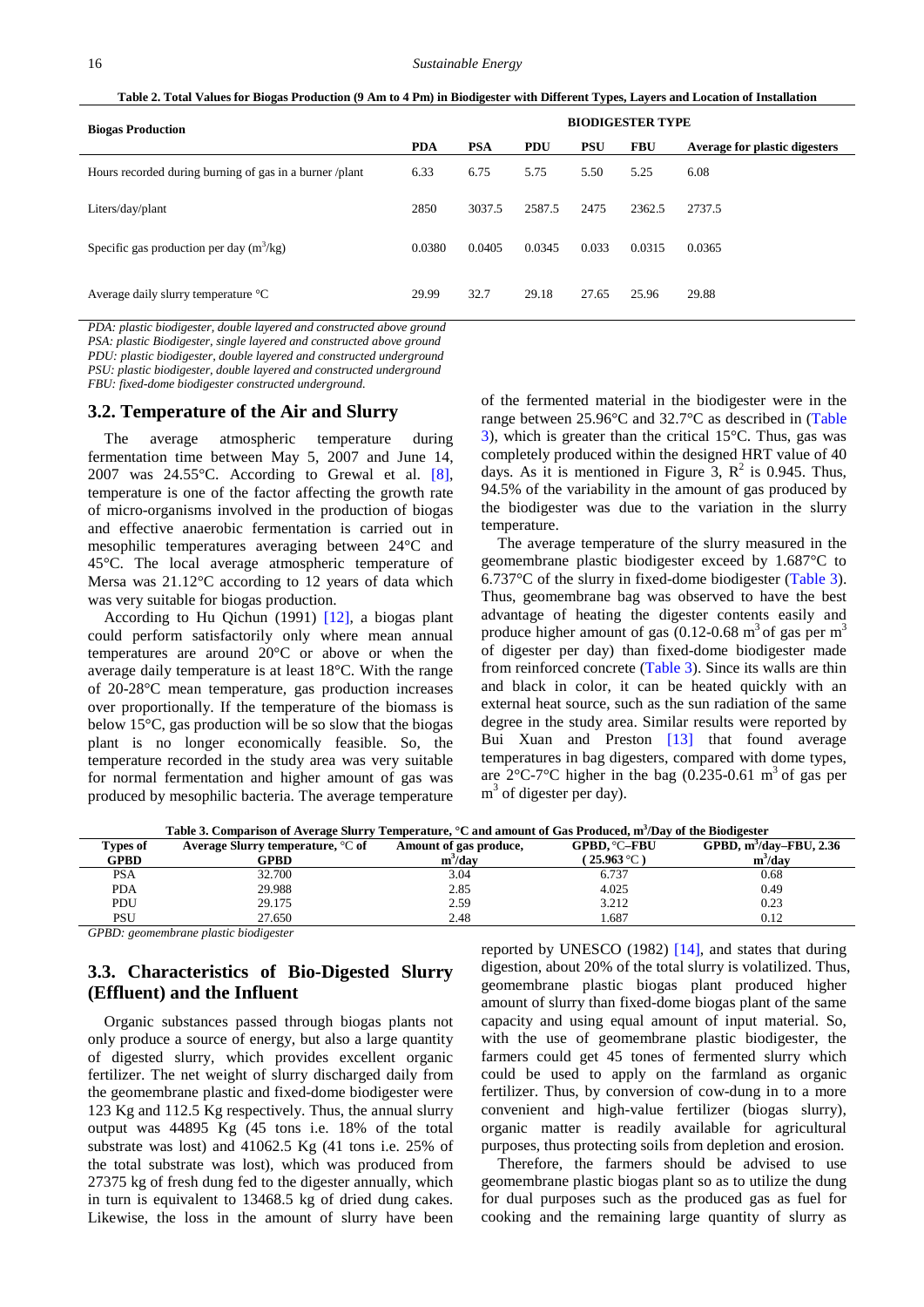**Table 2. Total Values for Biogas Production (9 Am to 4 Pm) in Biodigester with Different Types, Layers and Location of Installation**

| Biogas Production | BIODIGESTER TYPE | | | | | |
|---|---|---|---|---|---|---|
| | PDA | PSA | PDU | PSU | FBU | Average for plastic digesters |
| Hours recorded during burning of gas in a burner /plant | 6.33 | 6.75 | 5.75 | 5.50 | 5.25 | 6.08 |
| Liters/day/plant | 2850 | 3037.5 | 2587.5 | 2475 | 2362.5 | 2737.5 |
| Specific gas production per day ($m^3$/kg) | 0.0380 | 0.0405 | 0.0345 | 0.033 | 0.0315 | 0.0365 |
| Average daily slurry temperature °C | 29.99 | 32.7 | 29.18 | 27.65 | 25.96 | 29.88 |

*PDA: plastic biodigester, double layered and constructed above ground*
*PSA: plastic Biodigester, single layered and constructed above ground*
*PDU: plastic biodigester, double layered and constructed underground*
*PSU: plastic biodigester, double layered and constructed underground*
*FBU: fixed-dome biodigester constructed underground.*

### 3.2. Temperature of the Air and Slurry

The average atmospheric temperature during fermentation time between May 5, 2007 and June 14, 2007 was 24.55°C. According to Grewal et al. [8], temperature is one of the factor affecting the growth rate of micro-organisms involved in the production of biogas and effective anaerobic fermentation is carried out in mesophilic temperatures averaging between 24°C and 45°C. The local average atmospheric temperature of Mersa was 21.12°C according to 12 years of data which was very suitable for biogas production.

According to Hu Qichun (1991) [12], a biogas plant could perform satisfactorily only where mean annual temperatures are around 20°C or above or when the average daily temperature is at least 18°C. With the range of 20-28°C mean temperature, gas production increases over proportionally. If the temperature of the biomass is below 15°C, gas production will be so slow that the biogas plant is no longer economically feasible. So, the temperature recorded in the study area was very suitable for normal fermentation and higher amount of gas was produced by mesophilic bacteria. The average temperature of the fermented material in the biodigester were in the range between 25.96°C and 32.7°C as described in (Table 3), which is greater than the critical 15°C. Thus, gas was completely produced within the designed HRT value of 40 days. As it is mentioned in Figure 3, $R^2$ is 0.945. Thus, 94.5% of the variability in the amount of gas produced by the biodigester was due to the variation in the slurry temperature.

The average temperature of the slurry measured in the geomembrane plastic biodigester exceed by 1.687°C to 6.737°C of the slurry in fixed-dome biodigester (Table 3). Thus, geomembrane bag was observed to have the best advantage of heating the digester contents easily and produce higher amount of gas (0.12-0.68 $m^3$ of gas per $m^3$ of digester per day) than fixed-dome biodigester made from reinforced concrete (Table 3). Since its walls are thin and black in color, it can be heated quickly with an external heat source, such as the sun radiation of the same degree in the study area. Similar results were reported by Bui Xuan and Preston [13] that found average temperatures in bag digesters, compared with dome types, are 2°C-7°C higher in the bag (0.235-0.61 $m^3$ of gas per $m^3$ of digester per day).

**Table 3. Comparison of Average Slurry Temperature, °C and amount of Gas Produced, $m^3$/Day of the Biodigester**

| Types of GPBD | Average Slurry temperature, °C of GPBD | Amount of gas produce, $m^3$/day | GPBD, °C–FBU (25.963 °C) | GPBD, $m^3$/day–FBU, 2.36 $m^3$/day |
|---|---|---|---|---|
| PSA | 32.700 | 3.04 | 6.737 | 0.68 |
| PDA | 29.988 | 2.85 | 4.025 | 0.49 |
| PDU | 29.175 | 2.59 | 3.212 | 0.23 |
| PSU | 27.650 | 2.48 | 1.687 | 0.12 |

*GPBD: geomembrane plastic biodigester*

### 3.3. Characteristics of Bio-Digested Slurry (Effluent) and the Influent

Organic substances passed through biogas plants not only produce a source of energy, but also a large quantity of digested slurry, which provides excellent organic fertilizer. The net weight of slurry discharged daily from the geomembrane plastic and fixed-dome biodigester were 123 Kg and 112.5 Kg respectively. Thus, the annual slurry output was 44895 Kg (45 tons i.e. 18% of the total substrate was lost) and 41062.5 Kg (41 tons i.e. 25% of the total substrate was lost), which was produced from 27375 kg of fresh dung fed to the digester annually, which in turn is equivalent to 13468.5 kg of dried dung cakes. Likewise, the loss in the amount of slurry have been reported by UNESCO (1982) [14], and states that during digestion, about 20% of the total slurry is volatilized. Thus, geomembrane plastic biogas plant produced higher amount of slurry than fixed-dome biogas plant of the same capacity and using equal amount of input material. So, with the use of geomembrane plastic biodigester, the farmers could get 45 tones of fermented slurry which could be used to apply on the farmland as organic fertilizer. Thus, by conversion of cow-dung in to a more convenient and high-value fertilizer (biogas slurry), organic matter is readily available for agricultural purposes, thus protecting soils from depletion and erosion.

Therefore, the farmers should be advised to use geomembrane plastic biogas plant so as to utilize the dung for dual purposes such as the produced gas as fuel for cooking and the remaining large quantity of slurry as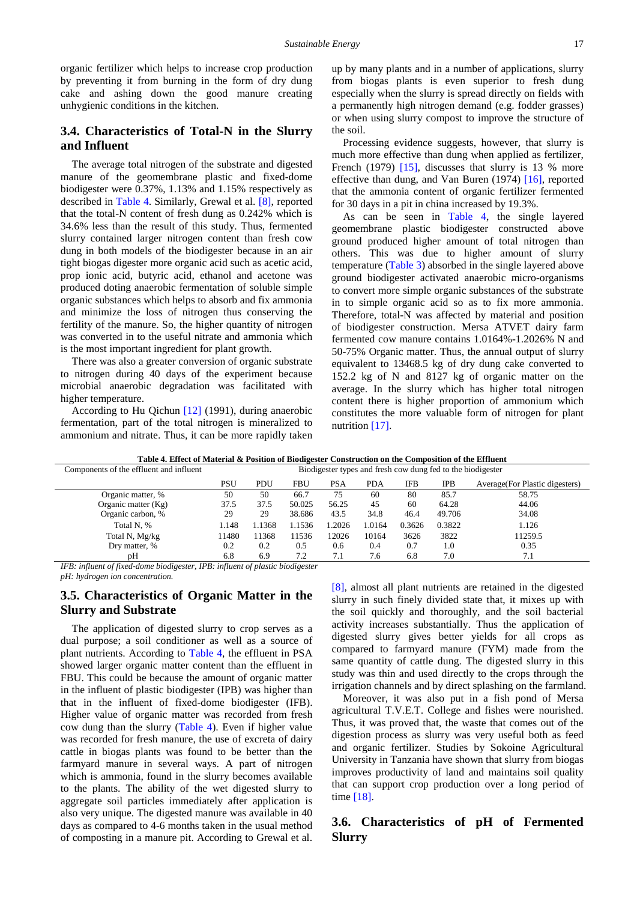organic fertilizer which helps to increase crop production by preventing it from burning in the form of dry dung cake and ashing down the good manure creating unhygienic conditions in the kitchen.

### 3.4. Characteristics of Total-N in the Slurry and Influent

The average total nitrogen of the substrate and digested manure of the geomembrane plastic and fixed-dome biodigester were 0.37%, 1.13% and 1.15% respectively as described in Table 4. Similarly, Grewal et al. [8], reported that the total-N content of fresh dung as 0.242% which is 34.6% less than the result of this study. Thus, fermented slurry contained larger nitrogen content than fresh cow dung in both models of the biodigester because in an air tight biogas digester more organic acid such as acetic acid, prop ionic acid, butyric acid, ethanol and acetone was produced doting anaerobic fermentation of soluble simple organic substances which helps to absorb and fix ammonia and minimize the loss of nitrogen thus conserving the fertility of the manure. So, the higher quantity of nitrogen was converted in to the useful nitrate and ammonia which is the most important ingredient for plant growth.

There was also a greater conversion of organic substrate to nitrogen during 40 days of the experiment because microbial anaerobic degradation was facilitated with higher temperature.

According to Hu Qichun [12] (1991), during anaerobic fermentation, part of the total nitrogen is mineralized to ammonium and nitrate. Thus, it can be more rapidly taken up by many plants and in a number of applications, slurry from biogas plants is even superior to fresh dung especially when the slurry is spread directly on fields with a permanently high nitrogen demand (e.g. fodder grasses) or when using slurry compost to improve the structure of the soil.

Processing evidence suggests, however, that slurry is much more effective than dung when applied as fertilizer, French (1979) [15], discusses that slurry is 13 % more effective than dung, and Van Buren (1974) [16], reported that the ammonia content of organic fertilizer fermented for 30 days in a pit in china increased by 19.3%.

As can be seen in Table 4, the single layered geomembrane plastic biodigester constructed above ground produced higher amount of total nitrogen than others. This was due to higher amount of slurry temperature (Table 3) absorbed in the single layered above ground biodigester activated anaerobic micro-organisms to convert more simple organic substances of the substrate in to simple organic acid so as to fix more ammonia. Therefore, total-N was affected by material and position of biodigester construction. Mersa ATVET dairy farm fermented cow manure contains 1.0164%-1.2026% N and 50-75% Organic matter. Thus, the annual output of slurry equivalent to 13468.5 kg of dry dung cake converted to 152.2 kg of N and 8127 kg of organic matter on the average. In the slurry which has higher total nitrogen content there is higher proportion of ammonium which constitutes the more valuable form of nitrogen for plant nutrition [17].

**Table 4. Effect of Material & Position of Biodigester Construction on the Composition of the Effluent**

| Components of the effluent and influent | Biodigester types and fresh cow dung fed to the biodigester | | | | | | | |
|---|---|---|---|---|---|---|---|---|
| | PSU | PDU | FBU | PSA | PDA | IFB | IPB | Average(For Plastic digesters) |
| Organic matter, % | 50 | 50 | 66.7 | 75 | 60 | 80 | 85.7 | 58.75 |
| Organic matter (Kg) | 37.5 | 37.5 | 50.025 | 56.25 | 45 | 60 | 64.28 | 44.06 |
| Organic carbon, % | 29 | 29 | 38.686 | 43.5 | 34.8 | 46.4 | 49.706 | 34.08 |
| Total N, % | 1.148 | 1.1368 | 1.1536 | 1.2026 | 1.0164 | 0.3626 | 0.3822 | 1.126 |
| Total N, Mg/kg | 11480 | 11368 | 11536 | 12026 | 10164 | 3626 | 3822 | 11259.5 |
| Dry matter, % | 0.2 | 0.2 | 0.5 | 0.6 | 0.4 | 0.7 | 1.0 | 0.35 |
| pH | 6.8 | 6.9 | 7.2 | 7.1 | 7.6 | 6.8 | 7.0 | 7.1 |

*IFB: influent of fixed-dome biodigester, IPB: influent of plastic biodigester*
*pH: hydrogen ion concentration.*

### 3.5. Characteristics of Organic Matter in the Slurry and Substrate

The application of digested slurry to crop serves as a dual purpose; a soil conditioner as well as a source of plant nutrients. According to Table 4, the effluent in PSA showed larger organic matter content than the effluent in FBU. This could be because the amount of organic matter in the influent of plastic biodigester (IPB) was higher than that in the influent of fixed-dome biodigester (IFB). Higher value of organic matter was recorded from fresh cow dung than the slurry (Table 4). Even if higher value was recorded for fresh manure, the use of excreta of dairy cattle in biogas plants was found to be better than the farmyard manure in several ways. A part of nitrogen which is ammonia, found in the slurry becomes available to the plants. The ability of the wet digested slurry to aggregate soil particles immediately after application is also very unique. The digested manure was available in 40 days as compared to 4-6 months taken in the usual method of composting in a manure pit. According to Grewal et al. [8], almost all plant nutrients are retained in the digested slurry in such finely divided state that, it mixes up with the soil quickly and thoroughly, and the soil bacterial activity increases substantially. Thus the application of digested slurry gives better yields for all crops as compared to farmyard manure (FYM) made from the same quantity of cattle dung. The digested slurry in this study was thin and used directly to the crops through the irrigation channels and by direct splashing on the farmland.

Moreover, it was also put in a fish pond of Mersa agricultural T.V.E.T. College and fishes were nourished. Thus, it was proved that, the waste that comes out of the digestion process as slurry was very useful both as feed and organic fertilizer. Studies by Sokoine Agricultural University in Tanzania have shown that slurry from biogas improves productivity of land and maintains soil quality that can support crop production over a long period of time [18].

### 3.6. Characteristics of pH of Fermented Slurry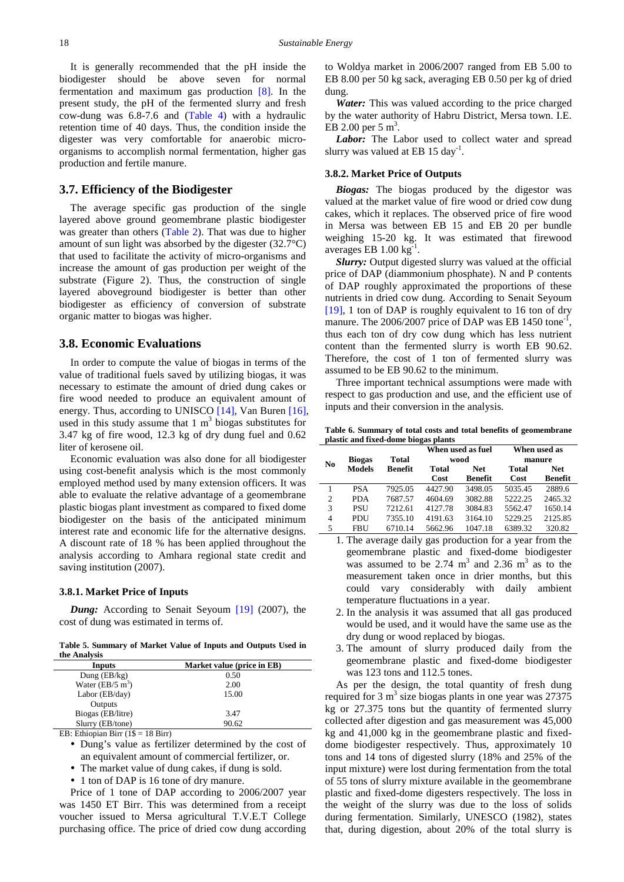It is generally recommended that the pH inside the biodigester should be above seven for normal fermentation and maximum gas production [8]. In the present study, the pH of the fermented slurry and fresh cow-dung was 6.8-7.6 and (Table 4) with a hydraulic retention time of 40 days. Thus, the condition inside the digester was very comfortable for anaerobic micro-organisms to accomplish normal fermentation, higher gas production and fertile manure.

## 3.7. Efficiency of the Biodigester

The average specific gas production of the single layered above ground geomembrane plastic biodigester was greater than others (Table 2). That was due to higher amount of sun light was absorbed by the digester (32.7°C) that used to facilitate the activity of micro-organisms and increase the amount of gas production per weight of the substrate (Figure 2). Thus, the construction of single layered aboveground biodigester is better than other biodigester as efficiency of conversion of substrate organic matter to biogas was higher.

## 3.8. Economic Evaluations

In order to compute the value of biogas in terms of the value of traditional fuels saved by utilizing biogas, it was necessary to estimate the amount of dried dung cakes or fire wood needed to produce an equivalent amount of energy. Thus, according to UNISCO [14], Van Buren [16], used in this study assume that 1 $m^3$ biogas substitutes for 3.47 kg of fire wood, 12.3 kg of dry dung fuel and 0.62 liter of kerosene oil.

Economic evaluation was also done for all biodigester using cost-benefit analysis which is the most commonly employed method used by many extension officers. It was able to evaluate the relative advantage of a geomembrane plastic biogas plant investment as compared to fixed dome biodigester on the basis of the anticipated minimum interest rate and economic life for the alternative designs. A discount rate of 18 % has been applied throughout the analysis according to Amhara regional state credit and saving institution (2007).

### 3.8.1. Market Price of Inputs

***Dung:*** According to Senait Seyoum [19] (2007), the cost of dung was estimated in terms of.

**Table 5. Summary of Market Value of Inputs and Outputs Used in the Analysis**

| Inputs | Market value (price in EB) |
|---|---|
| Dung (EB/kg) | 0.50 |
| Water (EB/5 $m^3$) | 2.00 |
| Labor (EB/day) | 15.00 |
| Outputs | |
| Biogas (EB/litre) | 3.47 |
| Slurry (EB/tone) | 90.62 |

EB: Ethiopian Birr (1$ = 18 Birr)

- Dung's value as fertilizer determined by the cost of an equivalent amount of commercial fertilizer, or.
- The market value of dung cakes, if dung is sold.
- 1 ton of DAP is 16 tone of dry manure.

Price of 1 tone of DAP according to 2006/2007 year was 1450 ET Birr. This was determined from a receipt voucher issued to Mersa agricultural T.V.E.T College purchasing office. The price of dried cow dung according to Woldya market in 2006/2007 ranged from EB 5.00 to EB 8.00 per 50 kg sack, averaging EB 0.50 per kg of dried dung.

***Water:*** This was valued according to the price charged by the water authority of Habru District, Mersa town. I.E. EB 2.00 per 5 $m^3$.

***Labor:*** The Labor used to collect water and spread slurry was valued at EB 15 $day^{-1}$.

### 3.8.2. Market Price of Outputs

***Biogas:*** The biogas produced by the digestor was valued at the market value of fire wood or dried cow dung cakes, which it replaces. The observed price of fire wood in Mersa was between EB 15 and EB 20 per bundle weighing 15-20 kg. It was estimated that firewood averages EB 1.00 $kg^{-1}$.

***Slurry:*** Output digested slurry was valued at the official price of DAP (diammonium phosphate). N and P contents of DAP roughly approximated the proportions of these nutrients in dried cow dung. According to Senait Seyoum [19], 1 ton of DAP is roughly equivalent to 16 ton of dry manure. The 2006/2007 price of DAP was EB 1450 $tone^{-1}$, thus each ton of dry cow dung which has less nutrient content than the fermented slurry is worth EB 90.62. Therefore, the cost of 1 ton of fermented slurry was assumed to be EB 90.62 to the minimum.

Three important technical assumptions were made with respect to gas production and use, and the efficient use of inputs and their conversion in the analysis.

**Table 6. Summary of total costs and total benefits of geomembrane plastic and fixed-dome biogas plants**

| No | Biogas Models | Total Benefit | When used as fuel wood | | When used as manure | |
|---|---|---|---|---|---|---|
| | | | Total Cost | Net Benefit | Total Cost | Net Benefit |
| 1 | PSA | 7925.05 | 4427.90 | 3498.05 | 5035.45 | 2889.6 |
| 2 | PDA | 7687.57 | 4604.69 | 3082.88 | 5222.25 | 2465.32 |
| 3 | PSU | 7212.61 | 4127.78 | 3084.83 | 5562.47 | 1650.14 |
| 4 | PDU | 7355.10 | 4191.63 | 3164.10 | 5229.25 | 2125.85 |
| 5 | FBU | 6710.14 | 5662.96 | 1047.18 | 6389.32 | 320.82 |

1. The average daily gas production for a year from the geomembrane plastic and fixed-dome biodigester was assumed to be 2.74 $m^3$ and 2.36 $m^3$ as to the measurement taken once in drier months, but this could vary considerably with daily ambient temperature fluctuations in a year.
2. In the analysis it was assumed that all gas produced would be used, and it would have the same use as the dry dung or wood replaced by biogas.
3. The amount of slurry produced daily from the geomembrane plastic and fixed-dome biodigester was 123 tons and 112.5 tones.

As per the design, the total quantity of fresh dung required for 3 $m^3$ size biogas plants in one year was 27375 kg or 27.375 tons but the quantity of fermented slurry collected after digestion and gas measurement was 45,000 kg and 41,000 kg in the geomembrane plastic and fixed-dome biodigester respectively. Thus, approximately 10 tons and 14 tons of digested slurry (18% and 25% of the input mixture) were lost during fermentation from the total of 55 tons of slurry mixture available in the geomembrane plastic and fixed-dome digesters respectively. The loss in the weight of the slurry was due to the loss of solids during fermentation. Similarly, UNESCO (1982), states that, during digestion, about 20% of the total slurry is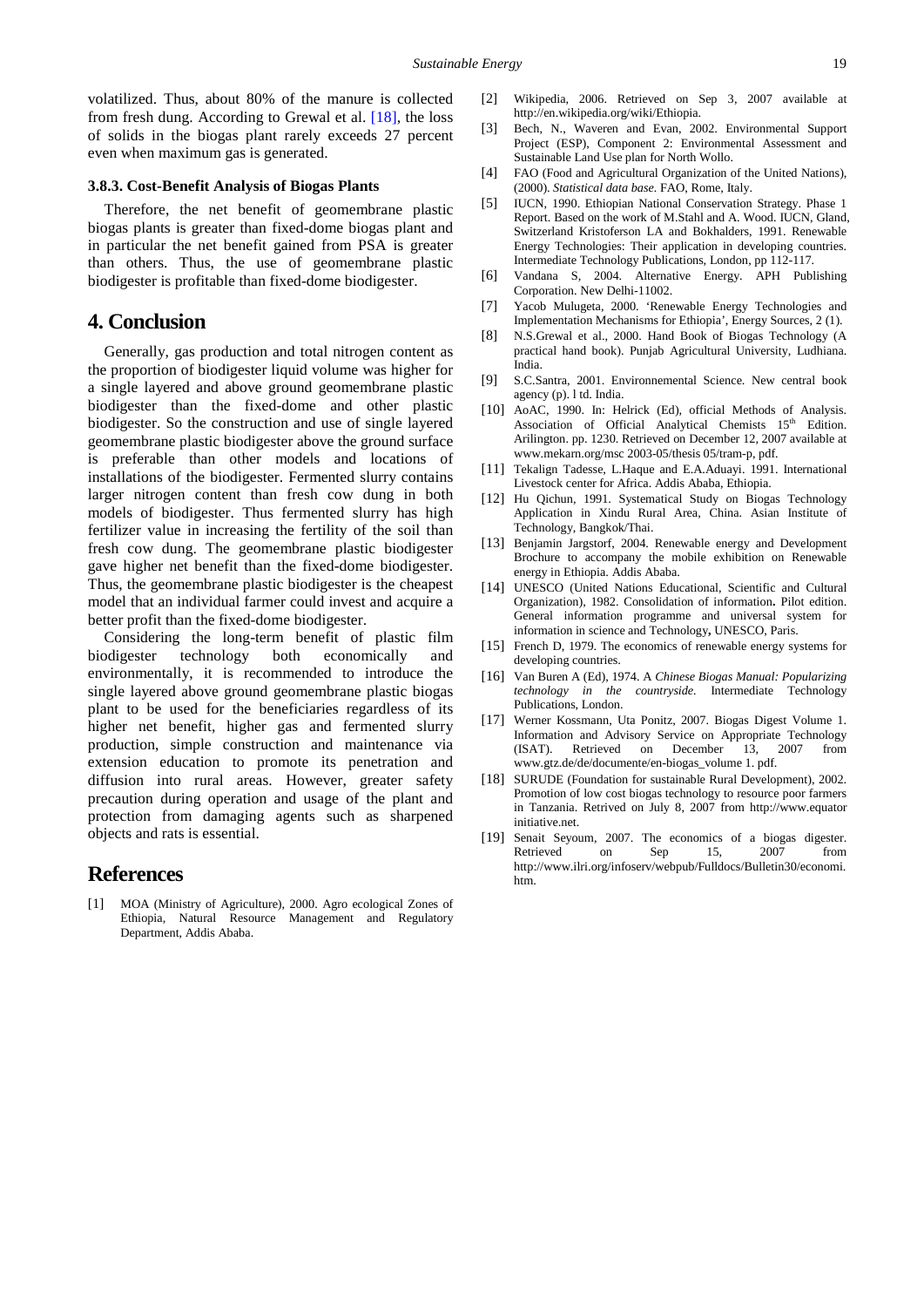volatilized. Thus, about 80% of the manure is collected from fresh dung. According to Grewal et al. [18], the loss of solids in the biogas plant rarely exceeds 27 percent even when maximum gas is generated.

### 3.8.3. Cost-Benefit Analysis of Biogas Plants

Therefore, the net benefit of geomembrane plastic biogas plants is greater than fixed-dome biogas plant and in particular the net benefit gained from PSA is greater than others. Thus, the use of geomembrane plastic biodigester is profitable than fixed-dome biodigester.

## 4. Conclusion

Generally, gas production and total nitrogen content as the proportion of biodigester liquid volume was higher for a single layered and above ground geomembrane plastic biodigester than the fixed-dome and other plastic biodigester. So the construction and use of single layered geomembrane plastic biodigester above the ground surface is preferable than other models and locations of installations of the biodigester. Fermented slurry contains larger nitrogen content than fresh cow dung in both models of biodigester. Thus fermented slurry has high fertilizer value in increasing the fertility of the soil than fresh cow dung. The geomembrane plastic biodigester gave higher net benefit than the fixed-dome biodigester. Thus, the geomembrane plastic biodigester is the cheapest model that an individual farmer could invest and acquire a better profit than the fixed-dome biodigester.

Considering the long-term benefit of plastic film biodigester technology both economically and environmentally, it is recommended to introduce the single layered above ground geomembrane plastic biogas plant to be used for the beneficiaries regardless of its higher net benefit, higher gas and fermented slurry production, simple construction and maintenance via extension education to promote its penetration and diffusion into rural areas. However, greater safety precaution during operation and usage of the plant and protection from damaging agents such as sharpened objects and rats is essential.

## References

[1] MOA (Ministry of Agriculture), 2000. Agro ecological Zones of Ethiopia, Natural Resource Management and Regulatory Department, Addis Ababa.

[2] Wikipedia, 2006. Retrieved on Sep 3, 2007 available at http://en.wikipedia.org/wiki/Ethiopia.

[3] Bech, N., Waveren and Evan, 2002. Environmental Support Project (ESP), Component 2: Environmental Assessment and Sustainable Land Use plan for North Wollo.

[4] FAO (Food and Agricultural Organization of the United Nations), (2000). *Statistical data base*. FAO, Rome, Italy.

[5] IUCN, 1990. Ethiopian National Conservation Strategy. Phase 1 Report. Based on the work of M.Stahl and A. Wood. IUCN, Gland, Switzerland Kristoferson LA and Bokhalders, 1991. Renewable Energy Technologies: Their application in developing countries. Intermediate Technology Publications, London, pp 112-117.

[6] Vandana S, 2004. Alternative Energy. APH Publishing Corporation. New Delhi-11002.

[7] Yacob Mulugeta, 2000. 'Renewable Energy Technologies and Implementation Mechanisms for Ethiopia', Energy Sources, 2 (1).

[8] N.S.Grewal et al., 2000. Hand Book of Biogas Technology (A practical hand book). Punjab Agricultural University, Ludhiana. India.

[9] S.C.Santra, 2001. Environnemental Science. New central book agency (p). l td. India.

[10] AoAC, 1990. In: Helrick (Ed), official Methods of Analysis. Association of Official Analytical Chemists 15th Edition. Arilington. pp. 1230. Retrieved on December 12, 2007 available at www.mekarn.org/msc 2003-05/thesis 05/tram-p, pdf.

[11] Tekalign Tadesse, L.Haque and E.A.Aduayi. 1991. International Livestock center for Africa. Addis Ababa, Ethiopia.

[12] Hu Qichun, 1991. Systematical Study on Biogas Technology Application in Xindu Rural Area, China. Asian Institute of Technology, Bangkok/Thai.

[13] Benjamin Jargstorf, 2004. Renewable energy and Development Brochure to accompany the mobile exhibition on Renewable energy in Ethiopia. Addis Ababa.

[14] UNESCO (United Nations Educational, Scientific and Cultural Organization), 1982. Consolidation of information**.** Pilot edition. General information programme and universal system for information in science and Technology**,** UNESCO, Paris.

[15] French D, 1979. The economics of renewable energy systems for developing countries.

[16] Van Buren A (Ed), 1974. A *Chinese Biogas Manual: Popularizing technology in the countryside*. Intermediate Technology Publications, London.

[17] Werner Kossmann, Uta Ponitz, 2007. Biogas Digest Volume 1. Information and Advisory Service on Appropriate Technology (ISAT). Retrieved on December 13, 2007 from www.gtz.de/de/documente/en-biogas_volume 1. pdf.

[18] SURUDE (Foundation for sustainable Rural Development), 2002. Promotion of low cost biogas technology to resource poor farmers in Tanzania. Retrived on July 8, 2007 from http://www.equator initiative.net.

[19] Senait Seyoum, 2007. The economics of a biogas digester. Retrieved on Sep 15, 2007 from http://www.ilri.org/infoserv/webpub/Fulldocs/Bulletin30/economi.htm.